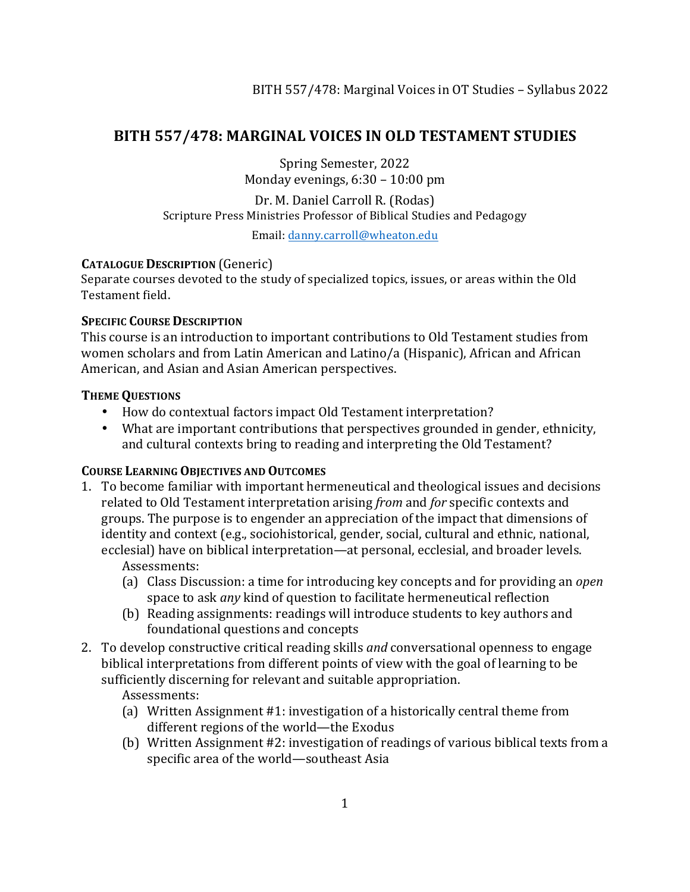# BITH 557/478: MARGINAL VOICES IN OLD TESTAMENT STUDIES

Spring Semester, 2022
Monday evenings, 6:30 – 10:00 pm

Dr. M. Daniel Carroll R. (Rodas)
Scripture Press Ministries Professor of Biblical Studies and Pedagogy

Email: danny.carroll@wheaton.edu

**CATALOGUE DESCRIPTION** (Generic)
Separate courses devoted to the study of specialized topics, issues, or areas within the Old Testament field.

**SPECIFIC COURSE DESCRIPTION**
This course is an introduction to important contributions to Old Testament studies from women scholars and from Latin American and Latino/a (Hispanic), African and African American, and Asian and Asian American perspectives.

**THEME QUESTIONS**

- How do contextual factors impact Old Testament interpretation?
- What are important contributions that perspectives grounded in gender, ethnicity, and cultural contexts bring to reading and interpreting the Old Testament?

**COURSE LEARNING OBJECTIVES AND OUTCOMES**

1. To become familiar with important hermeneutical and theological issues and decisions related to Old Testament interpretation arising *from* and *for* specific contexts and groups. The purpose is to engender an appreciation of the impact that dimensions of identity and context (e.g., sociohistorical, gender, social, cultural and ethnic, national, ecclesial) have on biblical interpretation—at personal, ecclesial, and broader levels.
   Assessments:
   (a) Class Discussion: a time for introducing key concepts and for providing an *open* space to ask *any* kind of question to facilitate hermeneutical reflection
   (b) Reading assignments: readings will introduce students to key authors and foundational questions and concepts
2. To develop constructive critical reading skills *and* conversational openness to engage biblical interpretations from different points of view with the goal of learning to be sufficiently discerning for relevant and suitable appropriation.
   Assessments:
   (a) Written Assignment #1: investigation of a historically central theme from different regions of the world—the Exodus
   (b) Written Assignment #2: investigation of readings of various biblical texts from a specific area of the world—southeast Asia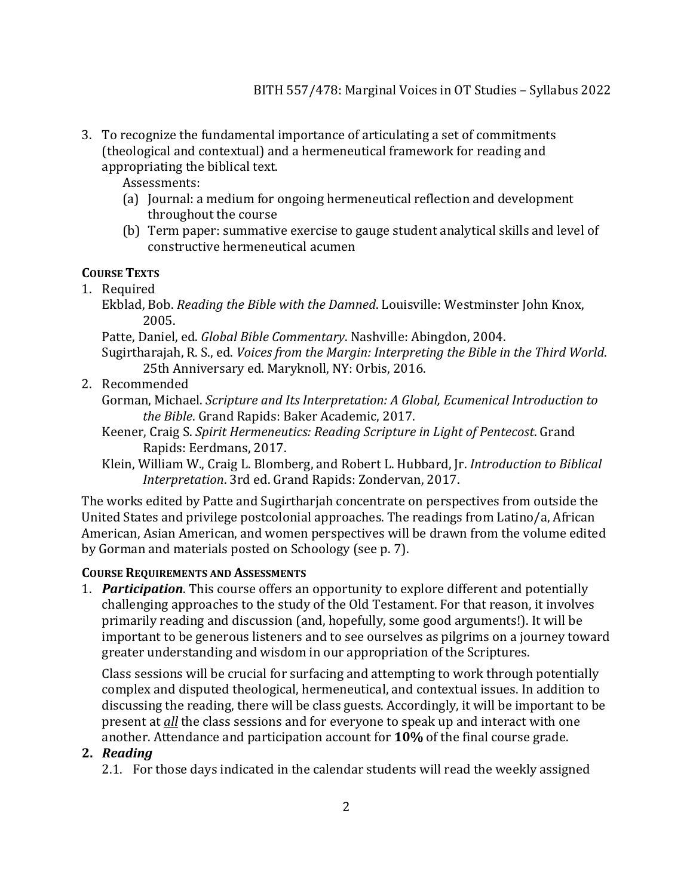3. To recognize the fundamental importance of articulating a set of commitments (theological and contextual) and a hermeneutical framework for reading and appropriating the biblical text.

   Assessments:

   (a) Journal: a medium for ongoing hermeneutical reflection and development throughout the course

   (b) Term paper: summative exercise to gauge student analytical skills and level of constructive hermeneutical acumen

**COURSE TEXTS**

1. Required

   Ekblad, Bob. *Reading the Bible with the Damned*. Louisville: Westminster John Knox, 2005.

   Patte, Daniel, ed. *Global Bible Commentary*. Nashville: Abingdon, 2004.

   Sugirtharajah, R. S., ed. *Voices from the Margin: Interpreting the Bible in the Third World*. 25th Anniversary ed. Maryknoll, NY: Orbis, 2016.

2. Recommended

   Gorman, Michael. *Scripture and Its Interpretation: A Global, Ecumenical Introduction to the Bible*. Grand Rapids: Baker Academic, 2017.

   Keener, Craig S. *Spirit Hermeneutics: Reading Scripture in Light of Pentecost*. Grand Rapids: Eerdmans, 2017.

   Klein, William W., Craig L. Blomberg, and Robert L. Hubbard, Jr. *Introduction to Biblical Interpretation*. 3rd ed. Grand Rapids: Zondervan, 2017.

The works edited by Patte and Sugirtharjah concentrate on perspectives from outside the United States and privilege postcolonial approaches. The readings from Latino/a, African American, Asian American, and women perspectives will be drawn from the volume edited by Gorman and materials posted on Schoology (see p. 7).

**COURSE REQUIREMENTS AND ASSESSMENTS**

1. ***Participation***. This course offers an opportunity to explore different and potentially challenging approaches to the study of the Old Testament. For that reason, it involves primarily reading and discussion (and, hopefully, some good arguments!). It will be important to be generous listeners and to see ourselves as pilgrims on a journey toward greater understanding and wisdom in our appropriation of the Scriptures.

   Class sessions will be crucial for surfacing and attempting to work through potentially complex and disputed theological, hermeneutical, and contextual issues. In addition to discussing the reading, there will be class guests. Accordingly, it will be important to be present at ***all*** the class sessions and for everyone to speak up and interact with one another. Attendance and participation account for **10%** of the final course grade.

2. ***Reading***

   2.1. For those days indicated in the calendar students will read the weekly assigned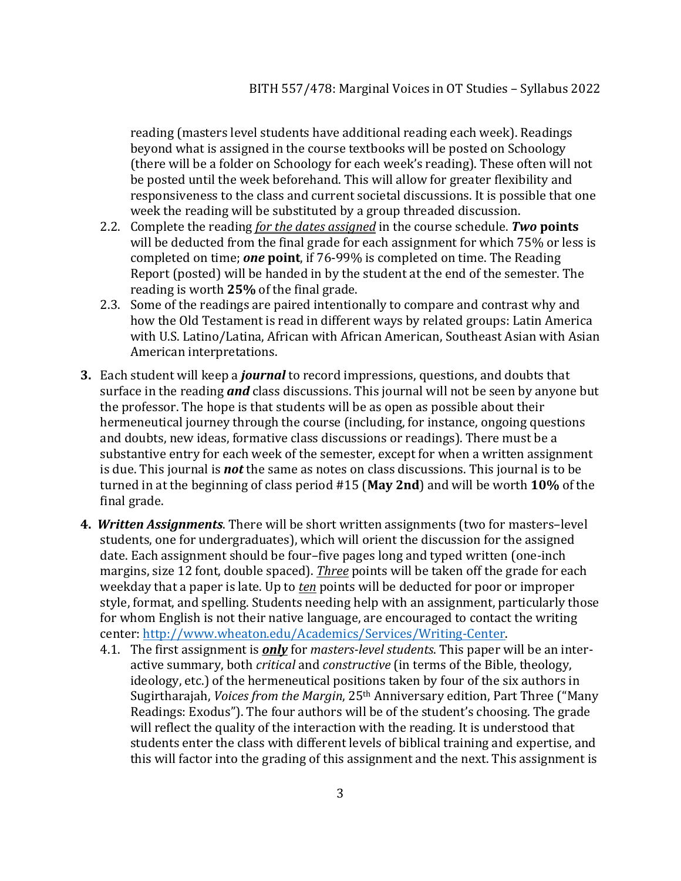reading (masters level students have additional reading each week). Readings beyond what is assigned in the course textbooks will be posted on Schoology (there will be a folder on Schoology for each week's reading). These often will not be posted until the week beforehand. This will allow for greater flexibility and responsiveness to the class and current societal discussions. It is possible that one week the reading will be substituted by a group threaded discussion.

2.2. Complete the reading <u>*for the dates assigned*</u> in the course schedule. ***Two*** **points** will be deducted from the final grade for each assignment for which 75% or less is completed on time; ***one*** **point**, if 76-99% is completed on time. The Reading Report (posted) will be handed in by the student at the end of the semester. The reading is worth **25%** of the final grade.

2.3. Some of the readings are paired intentionally to compare and contrast why and how the Old Testament is read in different ways by related groups: Latin America with U.S. Latino/Latina, African with African American, Southeast Asian with Asian American interpretations.

**3.** Each student will keep a ***journal*** to record impressions, questions, and doubts that surface in the reading ***and*** class discussions. This journal will not be seen by anyone but the professor. The hope is that students will be as open as possible about their hermeneutical journey through the course (including, for instance, ongoing questions and doubts, new ideas, formative class discussions or readings). There must be a substantive entry for each week of the semester, except for when a written assignment is due. This journal is ***not*** the same as notes on class discussions. This journal is to be turned in at the beginning of class period #15 (**May 2nd**) and will be worth **10%** of the final grade.

**4.** ***Written Assignments***. There will be short written assignments (two for masters–level students, one for undergraduates), which will orient the discussion for the assigned date. Each assignment should be four–five pages long and typed written (one-inch margins, size 12 font, double spaced). <u>*Three*</u> points will be taken off the grade for each weekday that a paper is late. Up to <u>*ten*</u> points will be deducted for poor or improper style, format, and spelling. Students needing help with an assignment, particularly those for whom English is not their native language, are encouraged to contact the writing center: [http://www.wheaton.edu/Academics/Services/Writing-Center](http://www.wheaton.edu/Academics/Services/Writing-Center).

4.1. The first assignment is <u>***only***</u> for *masters-level students*. This paper will be an interactive summary, both *critical* and *constructive* (in terms of the Bible, theology, ideology, etc.) of the hermeneutical positions taken by four of the six authors in Sugirtharajah, *Voices from the Margin*, 25th Anniversary edition, Part Three ("Many Readings: Exodus"). The four authors will be of the student's choosing. The grade will reflect the quality of the interaction with the reading. It is understood that students enter the class with different levels of biblical training and expertise, and this will factor into the grading of this assignment and the next. This assignment is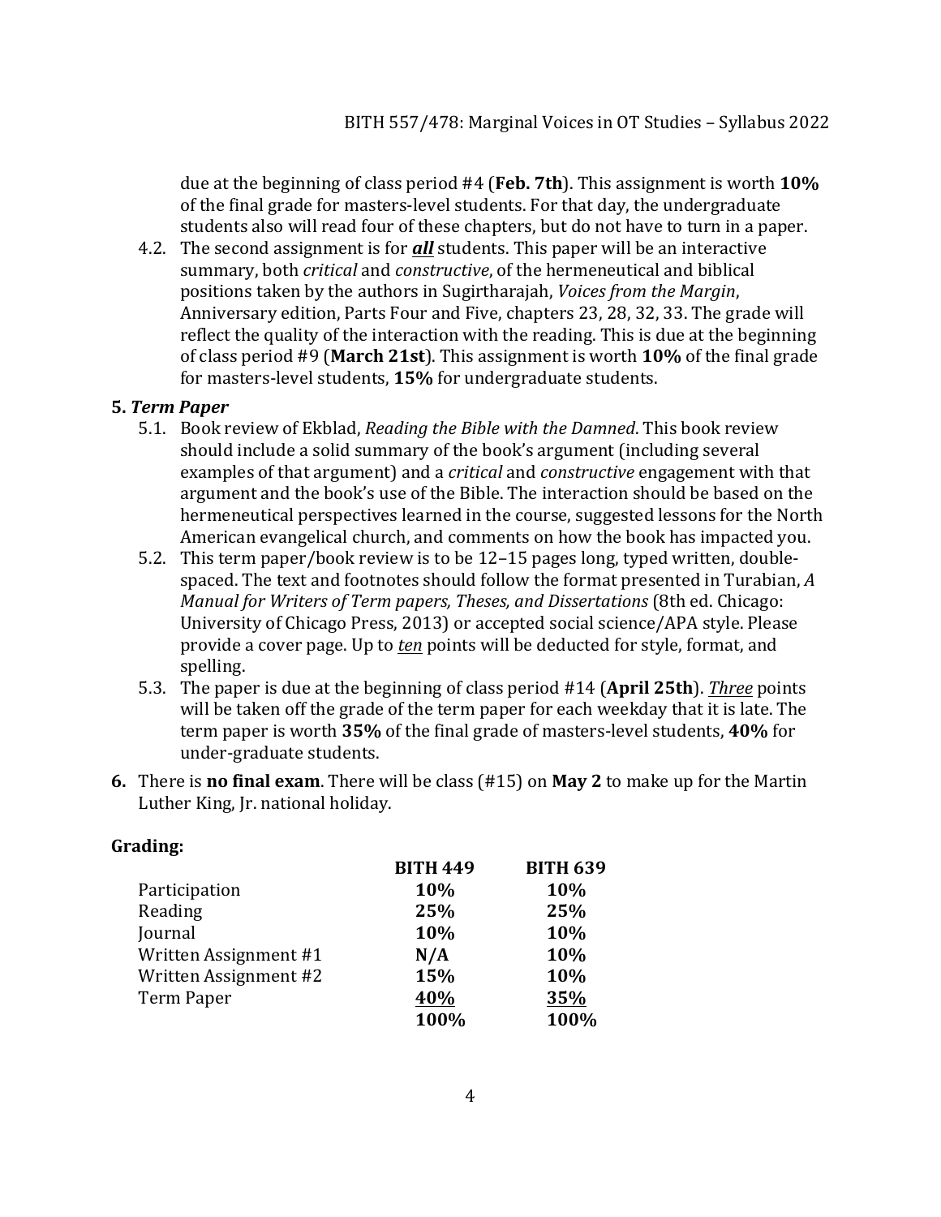due at the beginning of class period #4 (**Feb. 7th**). This assignment is worth **10%** of the final grade for masters-level students. For that day, the undergraduate students also will read four of these chapters, but do not have to turn in a paper.

4.2. The second assignment is for ***all*** students. This paper will be an interactive summary, both *critical* and *constructive*, of the hermeneutical and biblical positions taken by the authors in Sugirtharajah, *Voices from the Margin*, Anniversary edition, Parts Four and Five, chapters 23, 28, 32, 33. The grade will reflect the quality of the interaction with the reading. This is due at the beginning of class period #9 (**March 21st**). This assignment is worth **10%** of the final grade for masters-level students, **15%** for undergraduate students.

**5. *Term Paper***

5.1. Book review of Ekblad, *Reading the Bible with the Damned*. This book review should include a solid summary of the book's argument (including several examples of that argument) and a *critical* and *constructive* engagement with that argument and the book's use of the Bible. The interaction should be based on the hermeneutical perspectives learned in the course, suggested lessons for the North American evangelical church, and comments on how the book has impacted you.

5.2. This term paper/book review is to be 12–15 pages long, typed written, double-spaced. The text and footnotes should follow the format presented in Turabian, *A Manual for Writers of Term papers, Theses, and Dissertations* (8th ed. Chicago: University of Chicago Press, 2013) or accepted social science/APA style. Please provide a cover page. Up to *ten* points will be deducted for style, format, and spelling.

5.3. The paper is due at the beginning of class period #14 (**April 25th**). *Three* points will be taken off the grade of the term paper for each weekday that it is late. The term paper is worth **35%** of the final grade of masters-level students, **40%** for under-graduate students.

**6.** There is **no final exam**. There will be class (#15) on **May 2** to make up for the Martin Luther King, Jr. national holiday.

**Grading:**

| | **BITH 449** | **BITH 639** |
|---|---|---|
| Participation | **10%** | **10%** |
| Reading | **25%** | **25%** |
| Journal | **10%** | **10%** |
| Written Assignment #1 | **N/A** | **10%** |
| Written Assignment #2 | **15%** | **10%** |
| Term Paper | **40%** | **35%** |
| | **100%** | **100%** |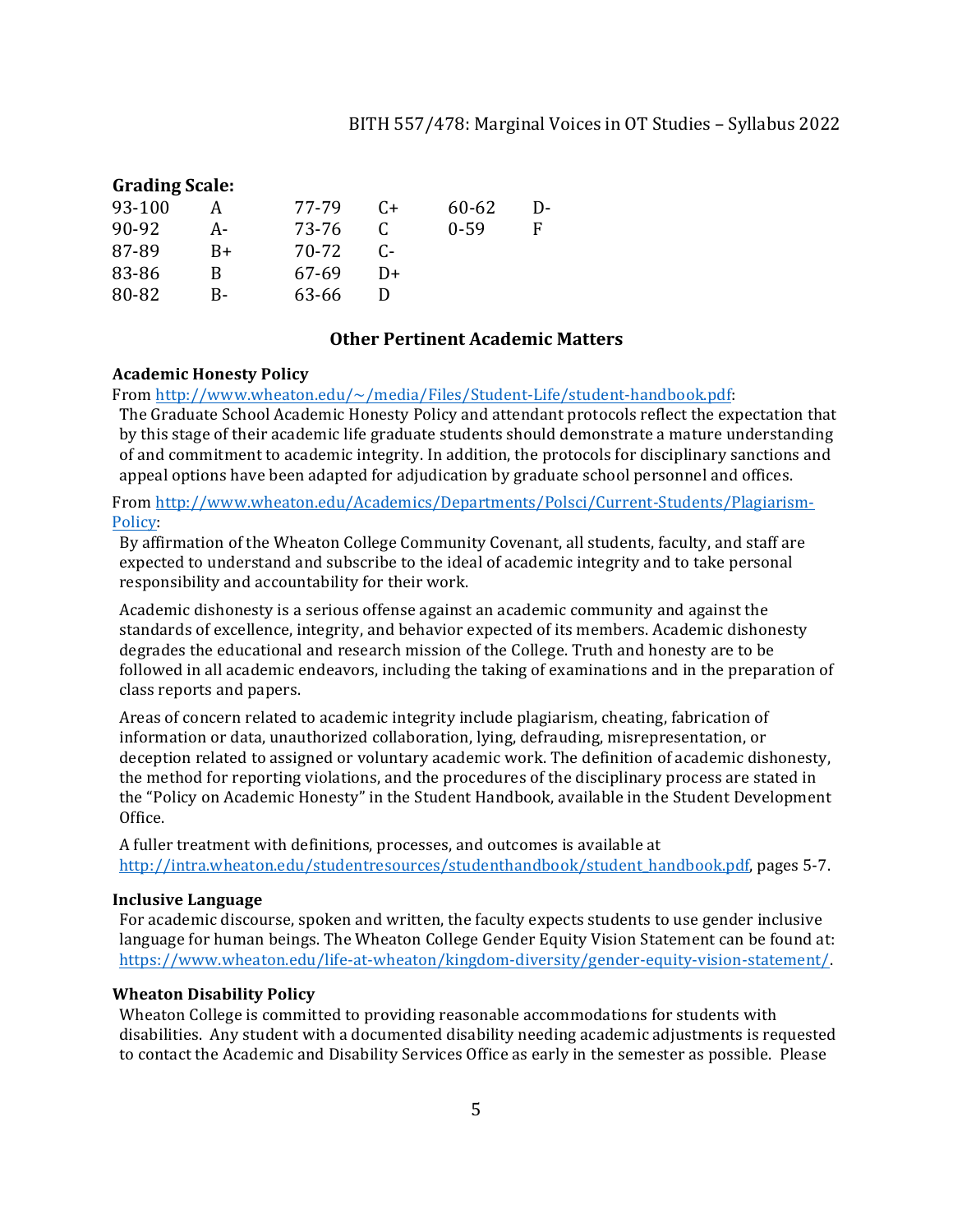**Grading Scale:**

| | | | | | |
|---|---|---|---|---|---|
| 93-100 | A | 77-79 | C+ | 60-62 | D- |
| 90-92 | A- | 73-76 | C | 0-59 | F |
| 87-89 | B+ | 70-72 | C- | | |
| 83-86 | B | 67-69 | D+ | | |
| 80-82 | B- | 63-66 | D | | |

## Other Pertinent Academic Matters

**Academic Honesty Policy**

From http://www.wheaton.edu/~/media/Files/Student-Life/student-handbook.pdf:

The Graduate School Academic Honesty Policy and attendant protocols reflect the expectation that by this stage of their academic life graduate students should demonstrate a mature understanding of and commitment to academic integrity. In addition, the protocols for disciplinary sanctions and appeal options have been adapted for adjudication by graduate school personnel and offices.

From http://www.wheaton.edu/Academics/Departments/Polsci/Current-Students/Plagiarism-Policy:

By affirmation of the Wheaton College Community Covenant, all students, faculty, and staff are expected to understand and subscribe to the ideal of academic integrity and to take personal responsibility and accountability for their work.

Academic dishonesty is a serious offense against an academic community and against the standards of excellence, integrity, and behavior expected of its members. Academic dishonesty degrades the educational and research mission of the College. Truth and honesty are to be followed in all academic endeavors, including the taking of examinations and in the preparation of class reports and papers.

Areas of concern related to academic integrity include plagiarism, cheating, fabrication of information or data, unauthorized collaboration, lying, defrauding, misrepresentation, or deception related to assigned or voluntary academic work. The definition of academic dishonesty, the method for reporting violations, and the procedures of the disciplinary process are stated in the "Policy on Academic Honesty" in the Student Handbook, available in the Student Development Office.

A fuller treatment with definitions, processes, and outcomes is available at http://intra.wheaton.edu/studentresources/studenthandbook/student_handbook.pdf, pages 5-7.

**Inclusive Language**

For academic discourse, spoken and written, the faculty expects students to use gender inclusive language for human beings. The Wheaton College Gender Equity Vision Statement can be found at: https://www.wheaton.edu/life-at-wheaton/kingdom-diversity/gender-equity-vision-statement/.

**Wheaton Disability Policy**

Wheaton College is committed to providing reasonable accommodations for students with disabilities. Any student with a documented disability needing academic adjustments is requested to contact the Academic and Disability Services Office as early in the semester as possible. Please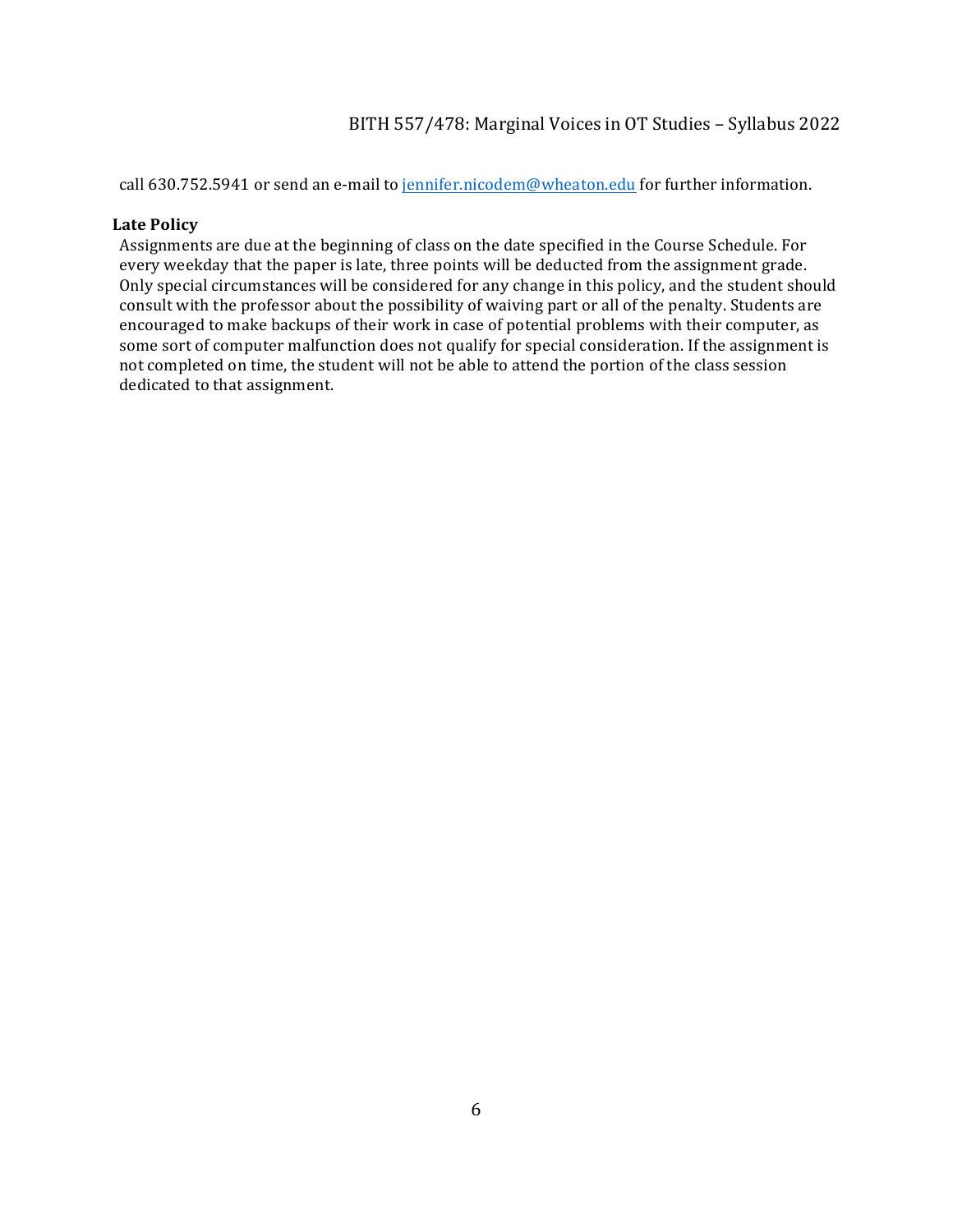call 630.752.5941 or send an e-mail to [jennifer.nicodem@wheaton.edu](mailto:jennifer.nicodem@wheaton.edu) for further information.

### Late Policy

Assignments are due at the beginning of class on the date specified in the Course Schedule. For every weekday that the paper is late, three points will be deducted from the assignment grade. Only special circumstances will be considered for any change in this policy, and the student should consult with the professor about the possibility of waiving part or all of the penalty. Students are encouraged to make backups of their work in case of potential problems with their computer, as some sort of computer malfunction does not qualify for special consideration. If the assignment is not completed on time, the student will not be able to attend the portion of the class session dedicated to that assignment.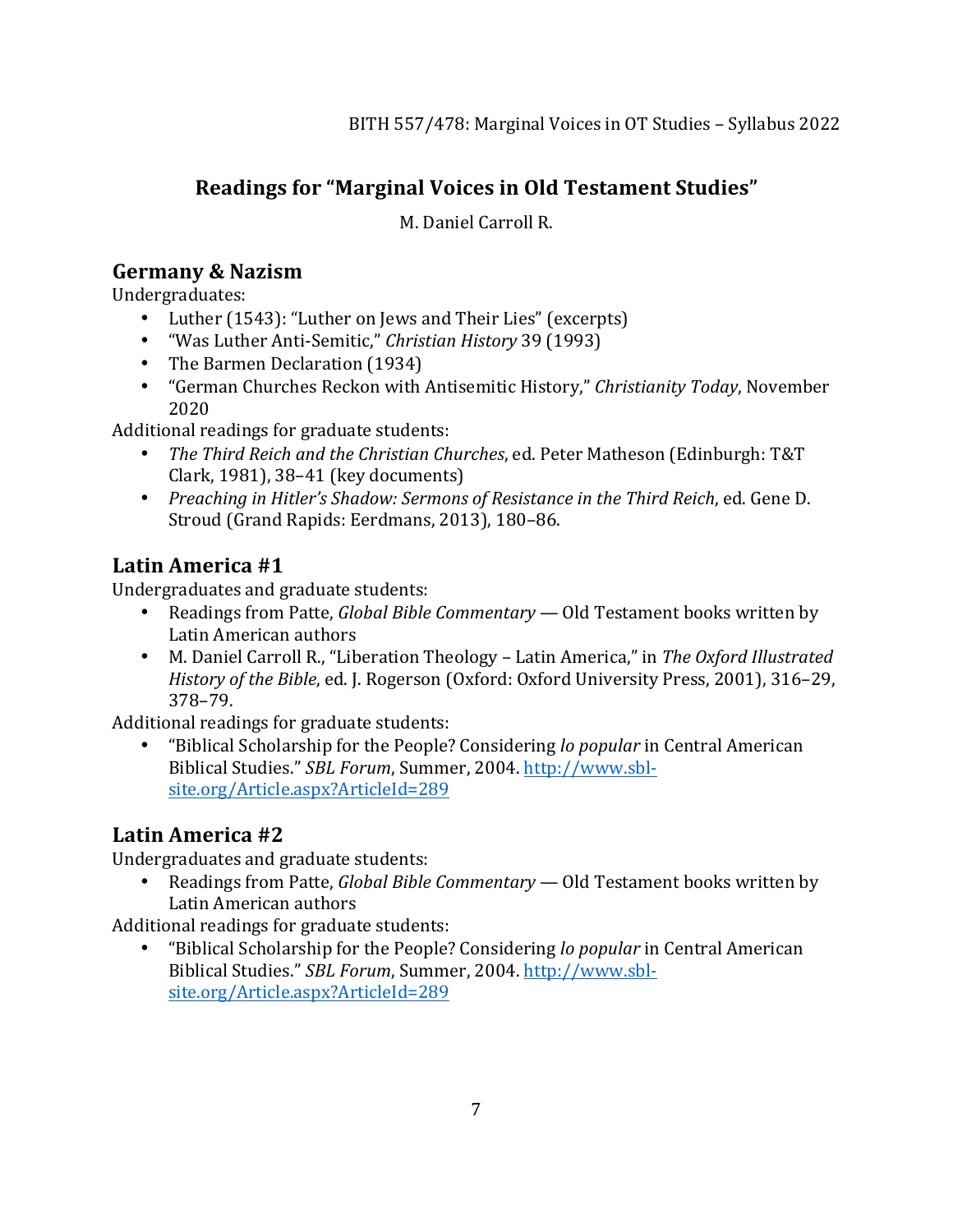# Readings for "Marginal Voices in Old Testament Studies"

M. Daniel Carroll R.

## Germany & Nazism

Undergraduates:

- Luther (1543): "Luther on Jews and Their Lies" (excerpts)
- "Was Luther Anti-Semitic," *Christian History* 39 (1993)
- The Barmen Declaration (1934)
- "German Churches Reckon with Antisemitic History," *Christianity Today*, November 2020

Additional readings for graduate students:

- *The Third Reich and the Christian Churches*, ed. Peter Matheson (Edinburgh: T&T Clark, 1981), 38–41 (key documents)
- *Preaching in Hitler's Shadow: Sermons of Resistance in the Third Reich*, ed. Gene D. Stroud (Grand Rapids: Eerdmans, 2013), 180–86.

## Latin America #1

Undergraduates and graduate students:

- Readings from Patte, *Global Bible Commentary* — Old Testament books written by Latin American authors
- M. Daniel Carroll R., "Liberation Theology – Latin America," in *The Oxford Illustrated History of the Bible*, ed. J. Rogerson (Oxford: Oxford University Press, 2001), 316–29, 378–79.

Additional readings for graduate students:

- "Biblical Scholarship for the People? Considering *lo popular* in Central American Biblical Studies." *SBL Forum*, Summer, 2004. http://www.sbl-site.org/Article.aspx?ArticleId=289

## Latin America #2

Undergraduates and graduate students:

- Readings from Patte, *Global Bible Commentary* — Old Testament books written by Latin American authors

Additional readings for graduate students:

- "Biblical Scholarship for the People? Considering *lo popular* in Central American Biblical Studies." *SBL Forum*, Summer, 2004. http://www.sbl-site.org/Article.aspx?ArticleId=289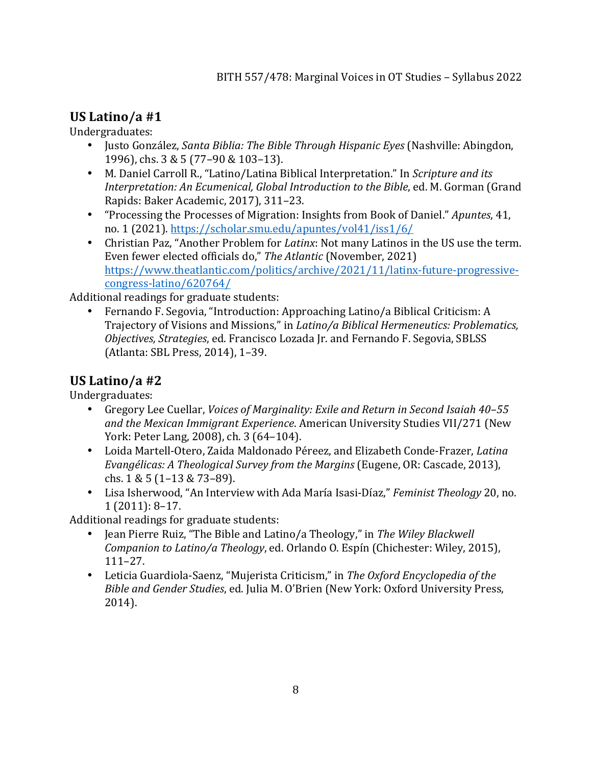## US Latino/a #1

Undergraduates:

- Justo González, *Santa Biblia: The Bible Through Hispanic Eyes* (Nashville: Abingdon, 1996), chs. 3 & 5 (77–90 & 103–13).
- M. Daniel Carroll R., "Latino/Latina Biblical Interpretation." In *Scripture and its Interpretation: An Ecumenical, Global Introduction to the Bible*, ed. M. Gorman (Grand Rapids: Baker Academic, 2017), 311–23.
- "Processing the Processes of Migration: Insights from Book of Daniel." *Apuntes*, 41, no. 1 (2021). https://scholar.smu.edu/apuntes/vol41/iss1/6/
- Christian Paz, "Another Problem for *Latinx*: Not many Latinos in the US use the term. Even fewer elected officials do," *The Atlantic* (November, 2021) https://www.theatlantic.com/politics/archive/2021/11/latinx-future-progressive-congress-latino/620764/

Additional readings for graduate students:

- Fernando F. Segovia, "Introduction: Approaching Latino/a Biblical Criticism: A Trajectory of Visions and Missions," in *Latino/a Biblical Hermeneutics: Problematics, Objectives, Strategies*, ed. Francisco Lozada Jr. and Fernando F. Segovia, SBLSS (Atlanta: SBL Press, 2014), 1–39.

## US Latino/a #2

Undergraduates:

- Gregory Lee Cuellar, *Voices of Marginality: Exile and Return in Second Isaiah 40–55 and the Mexican Immigrant Experience*. American University Studies VII/271 (New York: Peter Lang, 2008), ch. 3 (64–104).
- Loida Martell-Otero, Zaida Maldonado Péreez, and Elizabeth Conde-Frazer, *Latina Evangélicas: A Theological Survey from the Margins* (Eugene, OR: Cascade, 2013), chs. 1 & 5 (1–13 & 73–89).
- Lisa Isherwood, "An Interview with Ada María Isasi-Díaz," *Feminist Theology* 20, no. 1 (2011): 8–17.

Additional readings for graduate students:

- Jean Pierre Ruiz, "The Bible and Latino/a Theology," in *The Wiley Blackwell Companion to Latino/a Theology*, ed. Orlando O. Espín (Chichester: Wiley, 2015), 111–27.
- Leticia Guardiola-Saenz, "Mujerista Criticism," in *The Oxford Encyclopedia of the Bible and Gender Studies*, ed. Julia M. O'Brien (New York: Oxford University Press, 2014).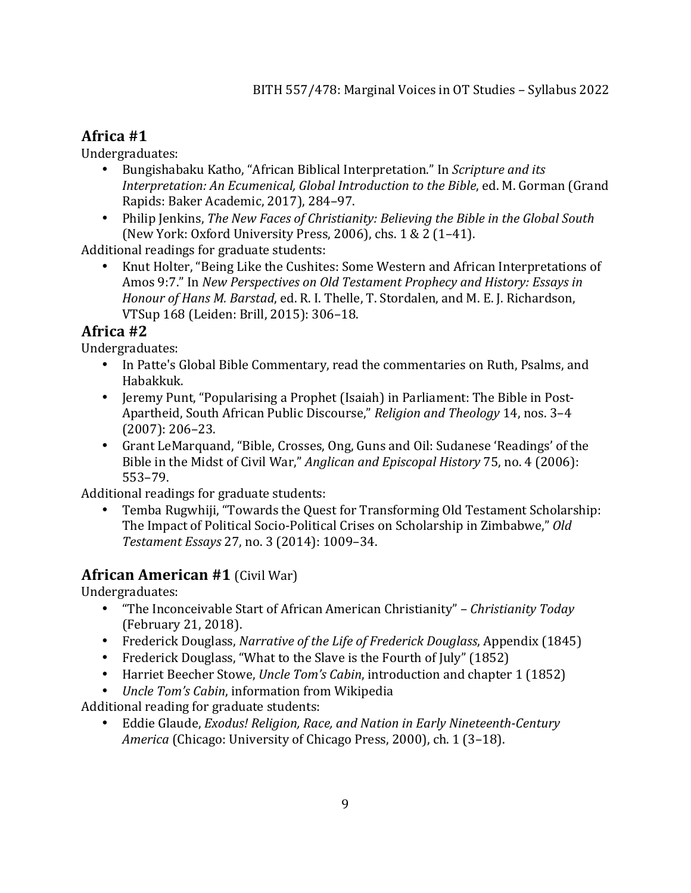## Africa #1

Undergraduates:

- Bungishabaku Katho, "African Biblical Interpretation." In *Scripture and its Interpretation: An Ecumenical, Global Introduction to the Bible*, ed. M. Gorman (Grand Rapids: Baker Academic, 2017), 284–97.
- Philip Jenkins, *The New Faces of Christianity: Believing the Bible in the Global South* (New York: Oxford University Press, 2006), chs. 1 & 2 (1–41).

Additional readings for graduate students:

- Knut Holter, "Being Like the Cushites: Some Western and African Interpretations of Amos 9:7." In *New Perspectives on Old Testament Prophecy and History: Essays in Honour of Hans M. Barstad*, ed. R. I. Thelle, T. Stordalen, and M. E. J. Richardson, VTSup 168 (Leiden: Brill, 2015): 306–18.

## Africa #2

Undergraduates:

- In Patte's Global Bible Commentary, read the commentaries on Ruth, Psalms, and Habakkuk.
- Jeremy Punt, "Popularising a Prophet (Isaiah) in Parliament: The Bible in Post-Apartheid, South African Public Discourse," *Religion and Theology* 14, nos. 3–4 (2007): 206–23.
- Grant LeMarquand, "Bible, Crosses, Ong, Guns and Oil: Sudanese 'Readings' of the Bible in the Midst of Civil War," *Anglican and Episcopal History* 75, no. 4 (2006): 553–79.

Additional readings for graduate students:

- Temba Rugwhiji, "Towards the Quest for Transforming Old Testament Scholarship: The Impact of Political Socio-Political Crises on Scholarship in Zimbabwe," *Old Testament Essays* 27, no. 3 (2014): 1009–34.

## African American #1 (Civil War)

Undergraduates:

- "The Inconceivable Start of African American Christianity" – *Christianity Today* (February 21, 2018).
- Frederick Douglass, *Narrative of the Life of Frederick Douglass*, Appendix (1845)
- Frederick Douglass, "What to the Slave is the Fourth of July" (1852)
- Harriet Beecher Stowe, *Uncle Tom's Cabin*, introduction and chapter 1 (1852)
- *Uncle Tom's Cabin*, information from Wikipedia

Additional reading for graduate students:

- Eddie Glaude, *Exodus! Religion, Race, and Nation in Early Nineteenth-Century America* (Chicago: University of Chicago Press, 2000), ch. 1 (3–18).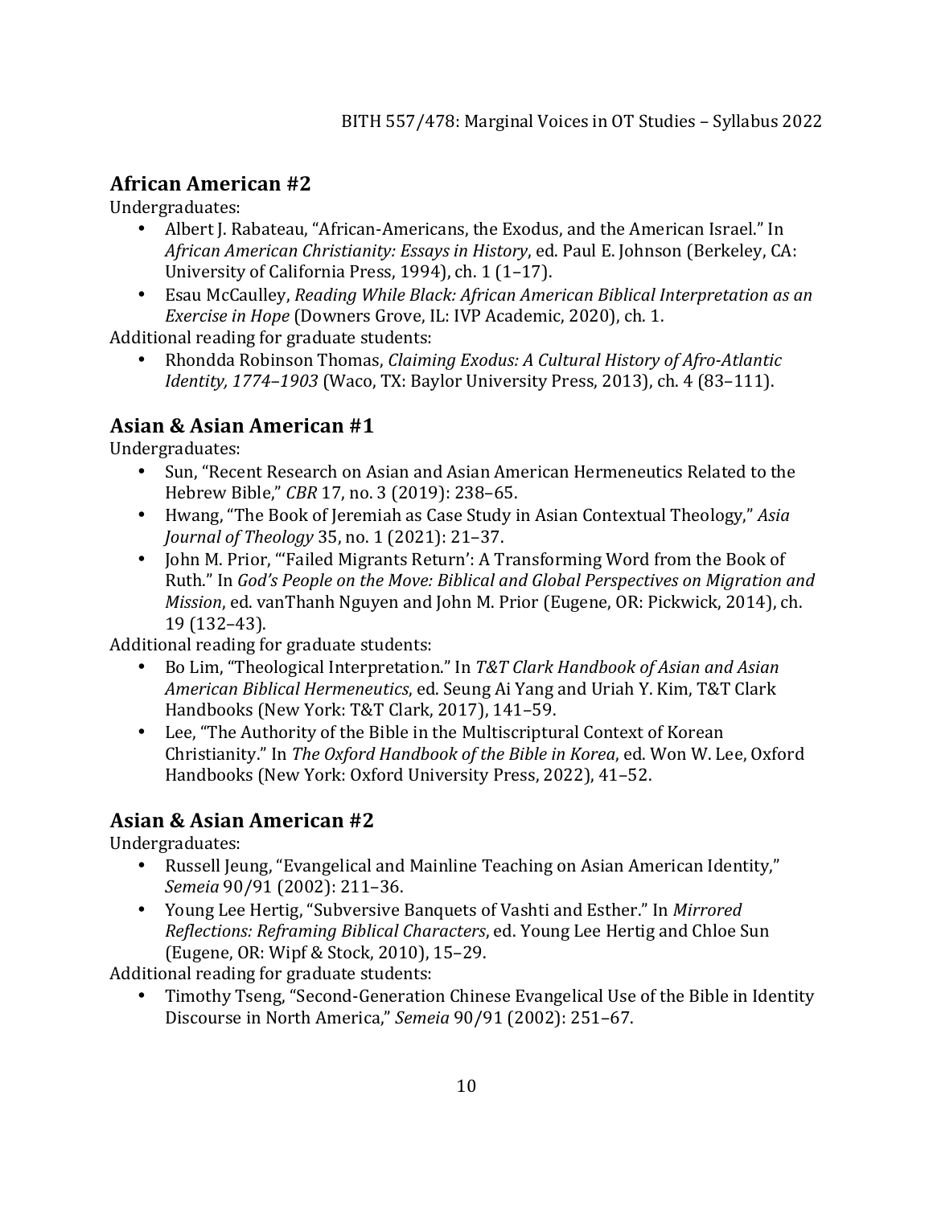## African American #2

Undergraduates:

- Albert J. Rabateau, "African-Americans, the Exodus, and the American Israel." In *African American Christianity: Essays in History*, ed. Paul E. Johnson (Berkeley, CA: University of California Press, 1994), ch. 1 (1–17).
- Esau McCaulley, *Reading While Black: African American Biblical Interpretation as an Exercise in Hope* (Downers Grove, IL: IVP Academic, 2020), ch. 1.

Additional reading for graduate students:

- Rhondda Robinson Thomas, *Claiming Exodus: A Cultural History of Afro-Atlantic Identity, 1774–1903* (Waco, TX: Baylor University Press, 2013), ch. 4 (83–111).

## Asian & Asian American #1

Undergraduates:

- Sun, "Recent Research on Asian and Asian American Hermeneutics Related to the Hebrew Bible," *CBR* 17, no. 3 (2019): 238–65.
- Hwang, "The Book of Jeremiah as Case Study in Asian Contextual Theology," *Asia Journal of Theology* 35, no. 1 (2021): 21–37.
- John M. Prior, "'Failed Migrants Return': A Transforming Word from the Book of Ruth." In *God's People on the Move: Biblical and Global Perspectives on Migration and Mission*, ed. vanThanh Nguyen and John M. Prior (Eugene, OR: Pickwick, 2014), ch. 19 (132–43).

Additional reading for graduate students:

- Bo Lim, "Theological Interpretation." In *T&T Clark Handbook of Asian and Asian American Biblical Hermeneutics*, ed. Seung Ai Yang and Uriah Y. Kim, T&T Clark Handbooks (New York: T&T Clark, 2017), 141–59.
- Lee, "The Authority of the Bible in the Multiscriptural Context of Korean Christianity." In *The Oxford Handbook of the Bible in Korea*, ed. Won W. Lee, Oxford Handbooks (New York: Oxford University Press, 2022), 41–52.

## Asian & Asian American #2

Undergraduates:

- Russell Jeung, "Evangelical and Mainline Teaching on Asian American Identity," *Semeia* 90/91 (2002): 211–36.
- Young Lee Hertig, "Subversive Banquets of Vashti and Esther." In *Mirrored Reflections: Reframing Biblical Characters*, ed. Young Lee Hertig and Chloe Sun (Eugene, OR: Wipf & Stock, 2010), 15–29.

Additional reading for graduate students:

- Timothy Tseng, "Second-Generation Chinese Evangelical Use of the Bible in Identity Discourse in North America," *Semeia* 90/91 (2002): 251–67.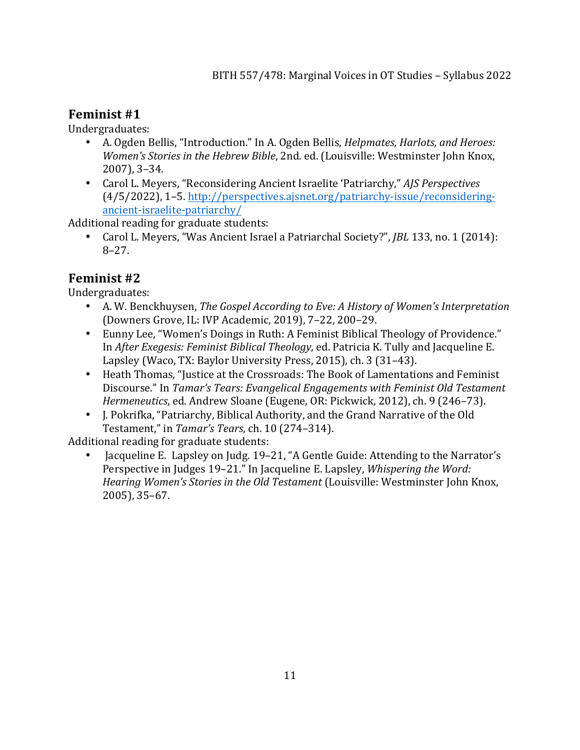## Feminist #1

Undergraduates:

- A. Ogden Bellis, "Introduction." In A. Ogden Bellis, *Helpmates, Harlots, and Heroes: Women's Stories in the Hebrew Bible*, 2nd. ed. (Louisville: Westminster John Knox, 2007), 3–34.
- Carol L. Meyers, "Reconsidering Ancient Israelite 'Patriarchy,'" *AJS Perspectives* (4/5/2022), 1–5. [http://perspectives.ajsnet.org/patriarchy-issue/reconsidering-ancient-israelite-patriarchy/](http://perspectives.ajsnet.org/patriarchy-issue/reconsidering-ancient-israelite-patriarchy/)

Additional reading for graduate students:

- Carol L. Meyers, "Was Ancient Israel a Patriarchal Society?", *JBL* 133, no. 1 (2014): 8–27.

## Feminist #2

Undergraduates:

- A. W. Benckhuysen, *The Gospel According to Eve: A History of Women's Interpretation* (Downers Grove, IL: IVP Academic, 2019), 7–22, 200–29.
- Eunny Lee, "Women's Doings in Ruth: A Feminist Biblical Theology of Providence." In *After Exegesis: Feminist Biblical Theology*, ed. Patricia K. Tully and Jacqueline E. Lapsley (Waco, TX: Baylor University Press, 2015), ch. 3 (31–43).
- Heath Thomas, "Justice at the Crossroads: The Book of Lamentations and Feminist Discourse." In *Tamar's Tears: Evangelical Engagements with Feminist Old Testament Hermeneutics*, ed. Andrew Sloane (Eugene, OR: Pickwick, 2012), ch. 9 (246–73).
- J. Pokrifka, "Patriarchy, Biblical Authority, and the Grand Narrative of the Old Testament," in *Tamar's Tears*, ch. 10 (274–314).

Additional reading for graduate students:

- Jacqueline E. Lapsley on Judg. 19–21, "A Gentle Guide: Attending to the Narrator's Perspective in Judges 19–21." In Jacqueline E. Lapsley, *Whispering the Word: Hearing Women's Stories in the Old Testament* (Louisville: Westminster John Knox, 2005), 35–67.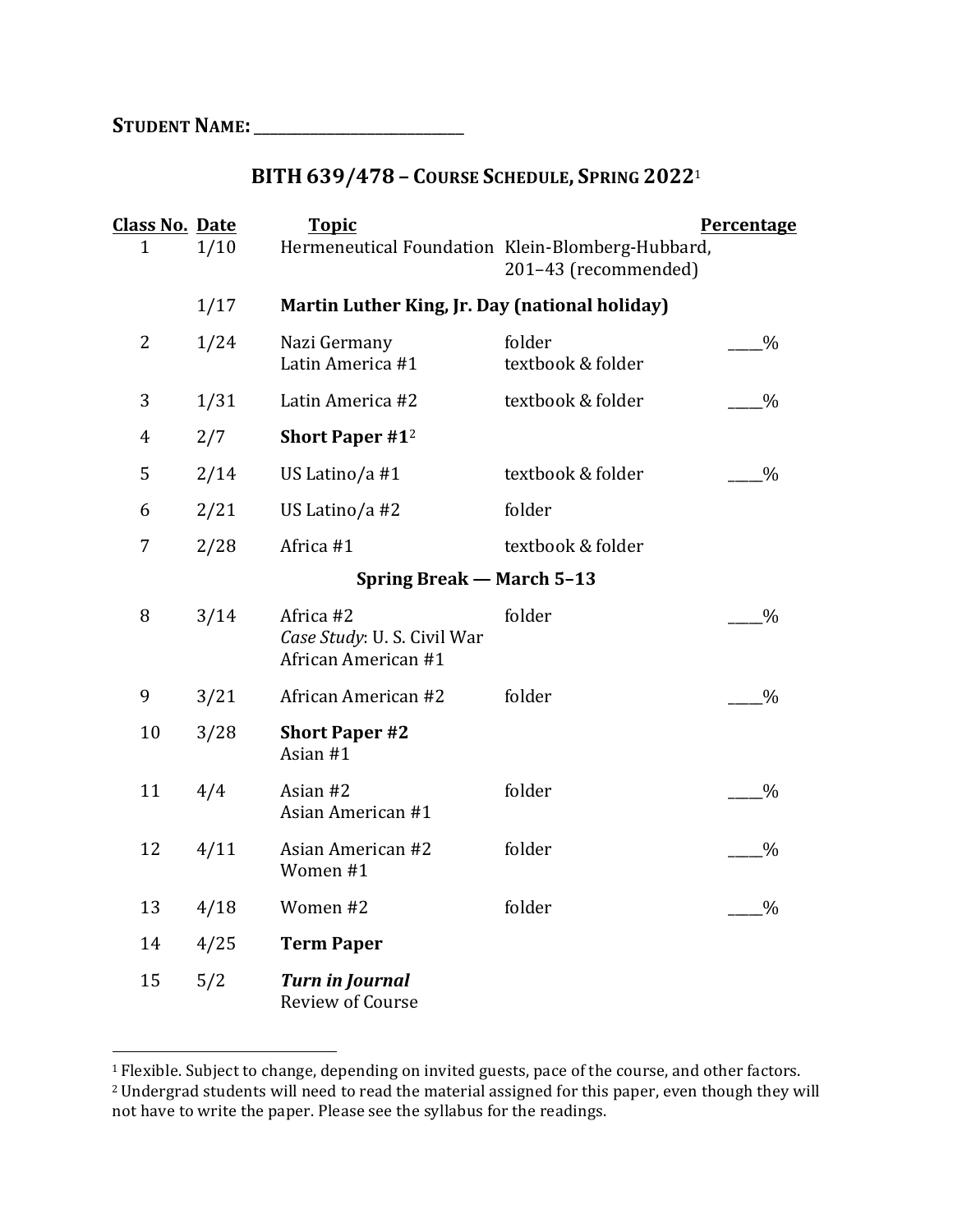**Student Name: ____________________________**

## BITH 639/478 – Course Schedule, Spring 2022[1]

| Class No. | Date | Topic | | Percentage |
|---|---|---|---|---|
| 1 | 1/10 | Hermeneutical Foundation | Klein-Blomberg-Hubbard, 201–43 (recommended) | |
| | 1/17 | **Martin Luther King, Jr. Day (national holiday)** | | |
| 2 | 1/24 | Nazi Germany<br>Latin America #1 | folder<br>textbook & folder | ____% |
| 3 | 1/31 | Latin America #2 | textbook & folder | ____% |
| 4 | 2/7 | **Short Paper #1**[2] | | |
| 5 | 2/14 | US Latino/a #1 | textbook & folder | ____% |
| 6 | 2/21 | US Latino/a #2 | folder | |
| 7 | 2/28 | Africa #1 | textbook & folder | |
| | | **Spring Break — March 5–13** | | |
| 8 | 3/14 | Africa #2<br>*Case Study*: U. S. Civil War<br>African American #1 | folder | ____% |
| 9 | 3/21 | African American #2 | folder | ____% |
| 10 | 3/28 | **Short Paper #2**<br>Asian #1 | | |
| 11 | 4/4 | Asian #2<br>Asian American #1 | folder | ____% |
| 12 | 4/11 | Asian American #2<br>Women #1 | folder | ____% |
| 13 | 4/18 | Women #2 | folder | ____% |
| 14 | 4/25 | **Term Paper** | | |
| 15 | 5/2 | ***Turn in Journal***<br>Review of Course | | |

[1] Flexible. Subject to change, depending on invited guests, pace of the course, and other factors.

[2] Undergrad students will need to read the material assigned for this paper, even though they will not have to write the paper. Please see the syllabus for the readings.